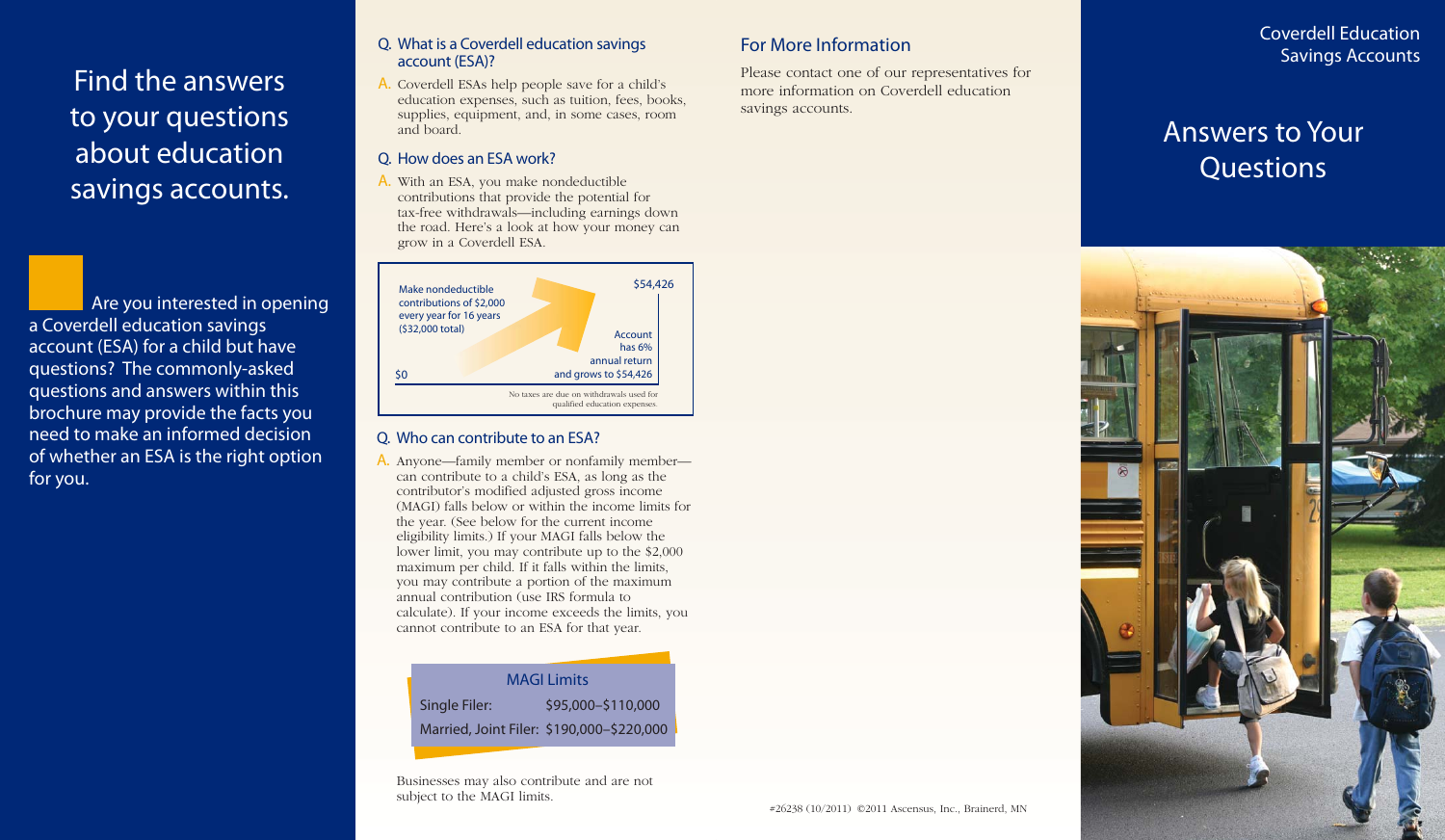# Find the answers to your questions about education savings accounts.

Are you interested in opening a Coverdell education savings account (ESA) for a child but have questions? The commonly-asked questions and answers within this brochure may provide the facts you need to make an informed decision of whether an ESA is the right option for you.

### Q. What is a Coverdell education savings account (ESA)?

A. Coverdell ESAs help people save for a child's education expenses, such as tuition, fees, books, supplies, equipment, and, in some cases, room and board.

### Q. How does an ESA work?

A. With an ESA, you make nondeductible contributions that provide the potential for tax-free withdrawals—including earnings down the road. Here's a look at how your money can grow in a Coverdell ESA.

Make nondeductible contributions of $2,000 every year for 16 years ($32,000 total)

$0

$54,426

Account has 6% annual return and grows to $54,426

No taxes are due on withdrawals used for qualified education expenses.

### Q. Who can contribute to an ESA?

A. Anyone—family member or nonfamily member—can contribute to a child's ESA, as long as the contributor's modified adjusted gross income (MAGI) falls below or within the income limits for the year. (See below for the current income eligibility limits.) If your MAGI falls below the lower limit, you may contribute up to the $2,000 maximum per child. If it falls within the limits, you may contribute a portion of the maximum annual contribution (use IRS formula to calculate). If your income exceeds the limits, you cannot contribute to an ESA for that year.

| MAGI Limits | |
|---|---|
| Single Filer: | $95,000–$110,000 |
| Married, Joint Filer: | $190,000–$220,000 |

Businesses may also contribute and are not subject to the MAGI limits.

## For More Information

Please contact one of our representatives for more information on Coverdell education savings accounts.

#26238 (10/2011) ©2011 Ascensus, Inc., Brainerd, MN

Coverdell Education Savings Accounts

# Answers to Your Questions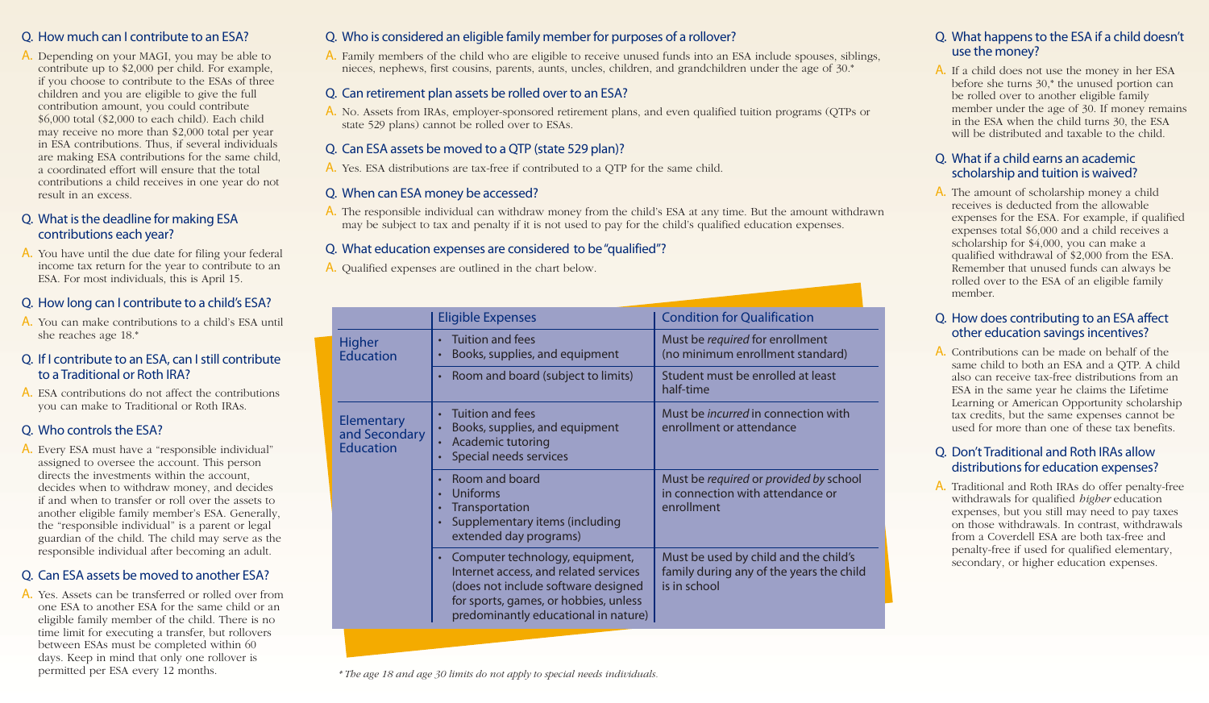### Q. How much can I contribute to an ESA?

A. Depending on your MAGI, you may be able to contribute up to $2,000 per child. For example, if you choose to contribute to the ESAs of three children and you are eligible to give the full contribution amount, you could contribute $6,000 total ($2,000 to each child). Each child may receive no more than $2,000 total per year in ESA contributions. Thus, if several individuals are making ESA contributions for the same child, a coordinated effort will ensure that the total contributions a child receives in one year do not result in an excess.

### Q. What is the deadline for making ESA contributions each year?

A. You have until the due date for filing your federal income tax return for the year to contribute to an ESA. For most individuals, this is April 15.

### Q. How long can I contribute to a child's ESA?

A. You can make contributions to a child's ESA until she reaches age 18.*

### Q. If I contribute to an ESA, can I still contribute to a Traditional or Roth IRA?

A. ESA contributions do not affect the contributions you can make to Traditional or Roth IRAs.

### Q. Who controls the ESA?

A. Every ESA must have a "responsible individual" assigned to oversee the account. This person directs the investments within the account, decides when to withdraw money, and decides if and when to transfer or roll over the assets to another eligible family member's ESA. Generally, the "responsible individual" is a parent or legal guardian of the child. The child may serve as the responsible individual after becoming an adult.

### Q. Can ESA assets be moved to another ESA?

A. Yes. Assets can be transferred or rolled over from one ESA to another ESA for the same child or an eligible family member of the child. There is no time limit for executing a transfer, but rollovers between ESAs must be completed within 60 days. Keep in mind that only one rollover is permitted per ESA every 12 months.

### Q. Who is considered an eligible family member for purposes of a rollover?

A. Family members of the child who are eligible to receive unused funds into an ESA include spouses, siblings, nieces, nephews, first cousins, parents, aunts, uncles, children, and grandchildren under the age of 30.*

### Q. Can retirement plan assets be rolled over to an ESA?

A. No. Assets from IRAs, employer-sponsored retirement plans, and even qualified tuition programs (QTPs or state 529 plans) cannot be rolled over to ESAs.

### Q. Can ESA assets be moved to a QTP (state 529 plan)?

A. Yes. ESA distributions are tax-free if contributed to a QTP for the same child.

### Q. When can ESA money be accessed?

A. The responsible individual can withdraw money from the child's ESA at any time. But the amount withdrawn may be subject to tax and penalty if it is not used to pay for the child's qualified education expenses.

### Q. What education expenses are considered to be "qualified"?

A. Qualified expenses are outlined in the chart below.

| | Eligible Expenses | Condition for Qualification |
|---|---|---|
| Higher Education | • Tuition and fees<br>• Books, supplies, and equipment | Must be *required* for enrollment (no minimum enrollment standard) |
| | • Room and board (subject to limits) | Student must be enrolled at least half-time |
| Elementary and Secondary Education | • Tuition and fees<br>• Books, supplies, and equipment<br>• Academic tutoring<br>• Special needs services | Must be *incurred* in connection with enrollment or attendance |
| | • Room and board<br>• Uniforms<br>• Transportation<br>• Supplementary items (including extended day programs) | Must be *required* or *provided by* school in connection with attendance or enrollment |
| | • Computer technology, equipment, Internet access, and related services (does not include software designed for sports, games, or hobbies, unless predominantly educational in nature) | Must be used by child and the child's family during any of the years the child is in school |

*\* The age 18 and age 30 limits do not apply to special needs individuals.*

### Q. What happens to the ESA if a child doesn't use the money?

A. If a child does not use the money in her ESA before she turns 30,* the unused portion can be rolled over to another eligible family member under the age of 30. If money remains in the ESA when the child turns 30, the ESA will be distributed and taxable to the child.

### Q. What if a child earns an academic scholarship and tuition is waived?

A. The amount of scholarship money a child receives is deducted from the allowable expenses for the ESA. For example, if qualified expenses total $6,000 and a child receives a scholarship for $4,000, you can make a qualified withdrawal of $2,000 from the ESA. Remember that unused funds can always be rolled over to the ESA of an eligible family member.

### Q. How does contributing to an ESA affect other education savings incentives?

A. Contributions can be made on behalf of the same child to both an ESA and a QTP. A child also can receive tax-free distributions from an ESA in the same year he claims the Lifetime Learning or American Opportunity scholarship tax credits, but the same expenses cannot be used for more than one of these tax benefits.

### Q. Don't Traditional and Roth IRAs allow distributions for education expenses?

A. Traditional and Roth IRAs do offer penalty-free withdrawals for qualified *higher* education expenses, but you still may need to pay taxes on those withdrawals. In contrast, withdrawals from a Coverdell ESA are both tax-free and penalty-free if used for qualified elementary, secondary, or higher education expenses.